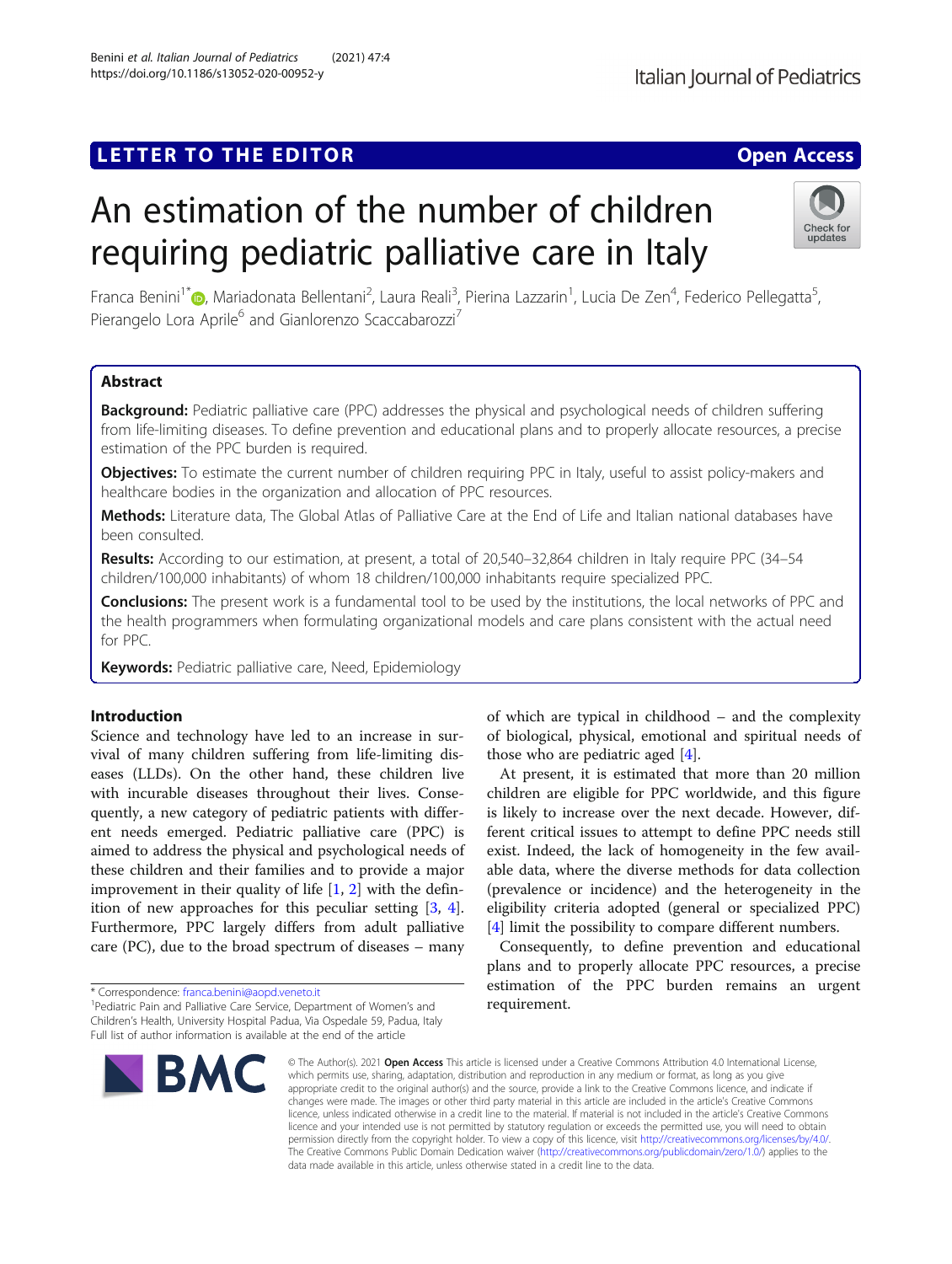LETTER TO THE EDITOR

Open Access

# An estimation of the number of children requiring pediatric palliative care in Italy

Franca Benini[1*], Mariadonata Bellentani[2], Laura Reali[3], Pierina Lazzarin[1], Lucia De Zen[4], Federico Pellegatta[5], Pierangelo Lora Aprile[6] and Gianlorenzo Scaccabarozzi[7]

## Abstract

**Background:** Pediatric palliative care (PPC) addresses the physical and psychological needs of children suffering from life-limiting diseases. To define prevention and educational plans and to properly allocate resources, a precise estimation of the PPC burden is required.

**Objectives:** To estimate the current number of children requiring PPC in Italy, useful to assist policy-makers and healthcare bodies in the organization and allocation of PPC resources.

**Methods:** Literature data, The Global Atlas of Palliative Care at the End of Life and Italian national databases have been consulted.

**Results:** According to our estimation, at present, a total of 20,540–32,864 children in Italy require PPC (34–54 children/100,000 inhabitants) of whom 18 children/100,000 inhabitants require specialized PPC.

**Conclusions:** The present work is a fundamental tool to be used by the institutions, the local networks of PPC and the health programmers when formulating organizational models and care plans consistent with the actual need for PPC.

**Keywords:** Pediatric palliative care, Need, Epidemiology

## Introduction

Science and technology have led to an increase in survival of many children suffering from life-limiting diseases (LLDs). On the other hand, these children live with incurable diseases throughout their lives. Consequently, a new category of pediatric patients with different needs emerged. Pediatric palliative care (PPC) is aimed to address the physical and psychological needs of these children and their families and to provide a major improvement in their quality of life [1, 2] with the definition of new approaches for this peculiar setting [3, 4]. Furthermore, PPC largely differs from adult palliative care (PC), due to the broad spectrum of diseases – many of which are typical in childhood – and the complexity of biological, physical, emotional and spiritual needs of those who are pediatric aged [4].

At present, it is estimated that more than 20 million children are eligible for PPC worldwide, and this figure is likely to increase over the next decade. However, different critical issues to attempt to define PPC needs still exist. Indeed, the lack of homogeneity in the few available data, where the diverse methods for data collection (prevalence or incidence) and the heterogeneity in the eligibility criteria adopted (general or specialized PPC) [4] limit the possibility to compare different numbers.

Consequently, to define prevention and educational plans and to properly allocate PPC resources, a precise estimation of the PPC burden remains an urgent requirement.

* Correspondence: franca.benini@aopd.veneto.it
[1]Pediatric Pain and Palliative Care Service, Department of Women's and Children's Health, University Hospital Padua, Via Ospedale 59, Padua, Italy
Full list of author information is available at the end of the article

© The Author(s). 2021 **Open Access** This article is licensed under a Creative Commons Attribution 4.0 International License, which permits use, sharing, adaptation, distribution and reproduction in any medium or format, as long as you give appropriate credit to the original author(s) and the source, provide a link to the Creative Commons licence, and indicate if changes were made. The images or other third party material in this article are included in the article's Creative Commons licence, unless indicated otherwise in a credit line to the material. If material is not included in the article's Creative Commons licence and your intended use is not permitted by statutory regulation or exceeds the permitted use, you will need to obtain permission directly from the copyright holder. To view a copy of this licence, visit http://creativecommons.org/licenses/by/4.0/. The Creative Commons Public Domain Dedication waiver (http://creativecommons.org/publicdomain/zero/1.0/) applies to the data made available in this article, unless otherwise stated in a credit line to the data.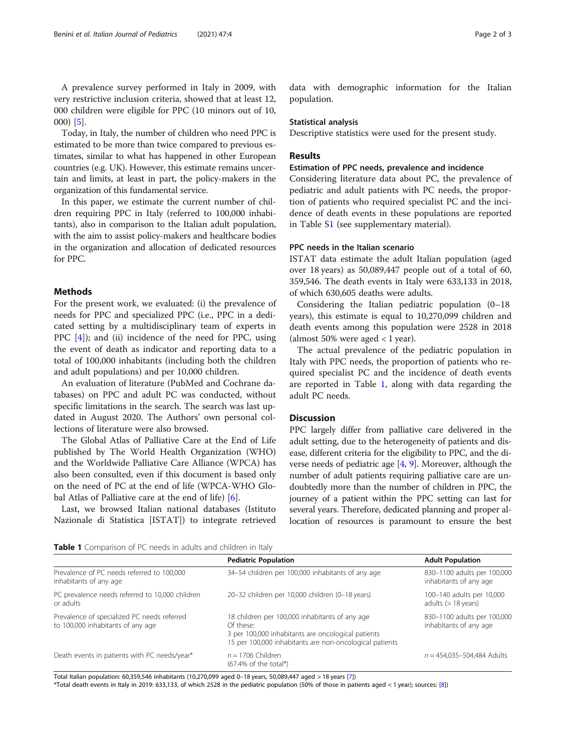A prevalence survey performed in Italy in 2009, with very restrictive inclusion criteria, showed that at least 12, 000 children were eligible for PPC (10 minors out of 10, 000) [5].

Today, in Italy, the number of children who need PPC is estimated to be more than twice compared to previous estimates, similar to what has happened in other European countries (e.g. UK). However, this estimate remains uncertain and limits, at least in part, the policy-makers in the organization of this fundamental service.

In this paper, we estimate the current number of children requiring PPC in Italy (referred to 100,000 inhabitants), also in comparison to the Italian adult population, with the aim to assist policy-makers and healthcare bodies in the organization and allocation of dedicated resources for PPC.

## Methods

For the present work, we evaluated: (i) the prevalence of needs for PPC and specialized PPC (i.e., PPC in a dedicated setting by a multidisciplinary team of experts in PPC [4]); and (ii) incidence of the need for PPC, using the event of death as indicator and reporting data to a total of 100,000 inhabitants (including both the children and adult populations) and per 10,000 children.

An evaluation of literature (PubMed and Cochrane databases) on PPC and adult PC was conducted, without specific limitations in the search. The search was last updated in August 2020. The Authors' own personal collections of literature were also browsed.

The Global Atlas of Palliative Care at the End of Life published by The World Health Organization (WHO) and the Worldwide Palliative Care Alliance (WPCA) has also been consulted, even if this document is based only on the need of PC at the end of life (WPCA-WHO Global Atlas of Palliative care at the end of life) [6].

Last, we browsed Italian national databases (Istituto Nazionale di Statistica [ISTAT]) to integrate retrieved data with demographic information for the Italian population.

### Statistical analysis

Descriptive statistics were used for the present study.

## Results

### Estimation of PPC needs, prevalence and incidence

Considering literature data about PC, the prevalence of pediatric and adult patients with PC needs, the proportion of patients who required specialist PC and the incidence of death events in these populations are reported in Table S1 (see supplementary material).

### PPC needs in the Italian scenario

ISTAT data estimate the adult Italian population (aged over 18 years) as 50,089,447 people out of a total of 60, 359,546. The death events in Italy were 633,133 in 2018, of which 630,605 deaths were adults.

Considering the Italian pediatric population (0–18 years), this estimate is equal to 10,270,099 children and death events among this population were 2528 in 2018 (almost 50% were aged < 1 year).

The actual prevalence of the pediatric population in Italy with PPC needs, the proportion of patients who required specialist PC and the incidence of death events are reported in Table 1, along with data regarding the adult PC needs.

## Discussion

PPC largely differ from palliative care delivered in the adult setting, due to the heterogeneity of patients and disease, different criteria for the eligibility to PPC, and the diverse needs of pediatric age [4, 9]. Moreover, although the number of adult patients requiring palliative care are undoubtedly more than the number of children in PPC, the journey of a patient within the PPC setting can last for several years. Therefore, dedicated planning and proper allocation of resources is paramount to ensure the best

**Table 1** Comparison of PC needs in adults and children in Italy

| | Pediatric Population | Adult Population |
|---|---|---|
| Prevalence of PC needs referred to 100,000 inhabitants of any age | 34–54 children per 100,000 inhabitants of any age | 830–1100 adults per 100,000 inhabitants of any age |
| PC prevalence needs referred to 10,000 children or adults | 20–32 children per 10,000 children (0–18 years) | 100–140 adults per 10,000 adults (> 18 years) |
| Prevalence of specialized PC needs referred to 100,000 inhabitants of any age | 18 children per 100,000 inhabitants of any age<br>Of these:<br>3 per 100,000 inhabitants are oncological patients<br>15 per 100,000 inhabitants are non-oncological patients | 830–1100 adults per 100,000 inhabitants of any age |
| Death events in patients with PC needs/year* | *n* = 1706 Children<br>(67.4% of the total*) | *n* = 454,035–504,484 Adults |

Total Italian population: 60,359,546 inhabitants (10,270,099 aged 0–18 years, 50,089,447 aged > 18 years [7])

*Total death events in Italy in 2019: 633,133, of which 2528 in the pediatric population (50% of those in patients aged < 1 year); sources: [8])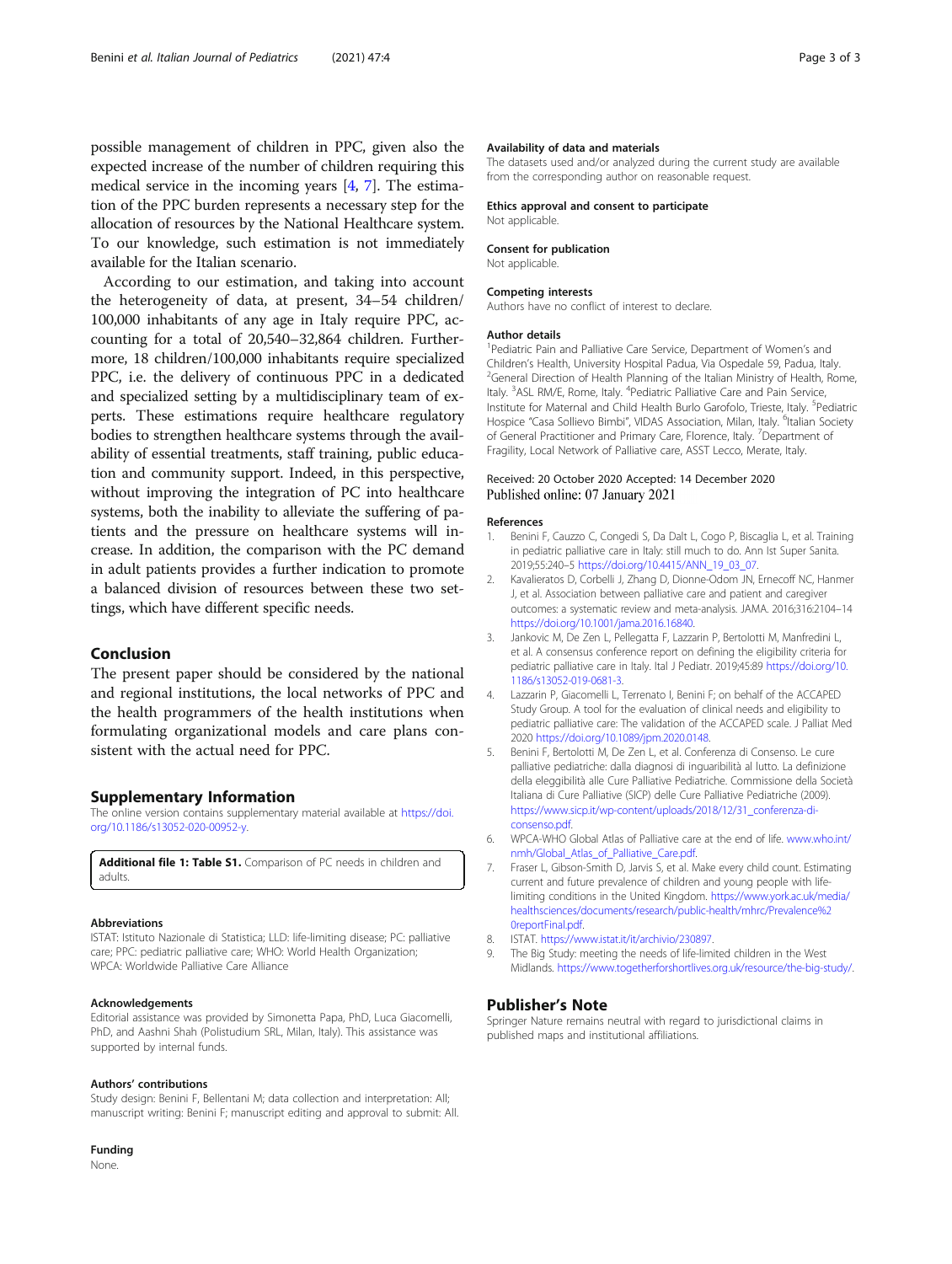possible management of children in PPC, given also the expected increase of the number of children requiring this medical service in the incoming years [4, 7]. The estimation of the PPC burden represents a necessary step for the allocation of resources by the National Healthcare system. To our knowledge, such estimation is not immediately available for the Italian scenario.

According to our estimation, and taking into account the heterogeneity of data, at present, 34–54 children/100,000 inhabitants of any age in Italy require PPC, accounting for a total of 20,540–32,864 children. Furthermore, 18 children/100,000 inhabitants require specialized PPC, i.e. the delivery of continuous PPC in a dedicated and specialized setting by a multidisciplinary team of experts. These estimations require healthcare regulatory bodies to strengthen healthcare systems through the availability of essential treatments, staff training, public education and community support. Indeed, in this perspective, without improving the integration of PC into healthcare systems, both the inability to alleviate the suffering of patients and the pressure on healthcare systems will increase. In addition, the comparison with the PC demand in adult patients provides a further indication to promote a balanced division of resources between these two settings, which have different specific needs.

## Conclusion

The present paper should be considered by the national and regional institutions, the local networks of PPC and the health programmers of the health institutions when formulating organizational models and care plans consistent with the actual need for PPC.

## Supplementary Information

The online version contains supplementary material available at https://doi.org/10.1186/s13052-020-00952-y.

**Additional file 1: Table S1.** Comparison of PC needs in children and adults.

#### Abbreviations

ISTAT: Istituto Nazionale di Statistica; LLD: life-limiting disease; PC: palliative care; PPC: pediatric palliative care; WHO: World Health Organization; WPCA: Worldwide Palliative Care Alliance

#### Acknowledgements

Editorial assistance was provided by Simonetta Papa, PhD, Luca Giacomelli, PhD, and Aashni Shah (Polistudium SRL, Milan, Italy). This assistance was supported by internal funds.

#### Authors' contributions

Study design: Benini F, Bellentani M; data collection and interpretation: All; manuscript writing: Benini F; manuscript editing and approval to submit: All.

#### Funding

None.

#### Availability of data and materials

The datasets used and/or analyzed during the current study are available from the corresponding author on reasonable request.

#### Ethics approval and consent to participate

Not applicable.

#### Consent for publication

Not applicable.

#### Competing interests

Authors have no conflict of interest to declare.

#### Author details

[1]Pediatric Pain and Palliative Care Service, Department of Women's and Children's Health, University Hospital Padua, Via Ospedale 59, Padua, Italy. [2]General Direction of Health Planning of the Italian Ministry of Health, Rome, Italy. [3]ASL RM/E, Rome, Italy. [4]Pediatric Palliative Care and Pain Service, Institute for Maternal and Child Health Burlo Garofolo, Trieste, Italy. [5]Pediatric Hospice "Casa Sollievo Bimbi", VIDAS Association, Milan, Italy. [6]Italian Society of General Practitioner and Primary Care, Florence, Italy. [7]Department of Fragility, Local Network of Palliative care, ASST Lecco, Merate, Italy.

Received: 20 October 2020 Accepted: 14 December 2020
Published online: 07 January 2021

#### References

1. Benini F, Cauzzo C, Congedi S, Da Dalt L, Cogo P, Biscaglia L, et al. Training in pediatric palliative care in Italy: still much to do. Ann Ist Super Sanita. 2019;55:240–5 https://doi.org/10.4415/ANN_19_03_07.
2. Kavalieratos D, Corbelli J, Zhang D, Dionne-Odom JN, Ernecoff NC, Hanmer J, et al. Association between palliative care and patient and caregiver outcomes: a systematic review and meta-analysis. JAMA. 2016;316:2104–14 https://doi.org/10.1001/jama.2016.16840.
3. Jankovic M, De Zen L, Pellegatta F, Lazzarin P, Bertolotti M, Manfredini L, et al. A consensus conference report on defining the eligibility criteria for pediatric palliative care in Italy. Ital J Pediatr. 2019;45:89 https://doi.org/10.1186/s13052-019-0681-3.
4. Lazzarin P, Giacomelli L, Terrenato I, Benini F; on behalf of the ACCAPED Study Group. A tool for the evaluation of clinical needs and eligibility to pediatric palliative care: The validation of the ACCAPED scale. J Palliat Med 2020 https://doi.org/10.1089/jpm.2020.0148.
5. Benini F, Bertolotti M, De Zen L, et al. Conferenza di Consenso. Le cure palliative pediatriche: dalla diagnosi di inguaribilità al lutto. La definizione della eleggibilità alle Cure Palliative Pediatriche. Commissione della Società Italiana di Cure Palliative (SICP) delle Cure Palliative Pediatriche (2009). https://www.sicp.it/wp-content/uploads/2018/12/31_conferenza-di-consenso.pdf.
6. WPCA-WHO Global Atlas of Palliative care at the end of life. www.who.int/nmh/Global_Atlas_of_Palliative_Care.pdf.
7. Fraser L, Gibson-Smith D, Jarvis S, et al. Make every child count. Estimating current and future prevalence of children and young people with life-limiting conditions in the United Kingdom. https://www.york.ac.uk/media/healthsciences/documents/research/public-health/mhrc/Prevalence%20reportFinal.pdf.
8. ISTAT. https://www.istat.it/it/archivio/230897.
9. The Big Study: meeting the needs of life-limited children in the West Midlands. https://www.togetherforshortlives.org.uk/resource/the-big-study/.

## Publisher's Note

Springer Nature remains neutral with regard to jurisdictional claims in published maps and institutional affiliations.